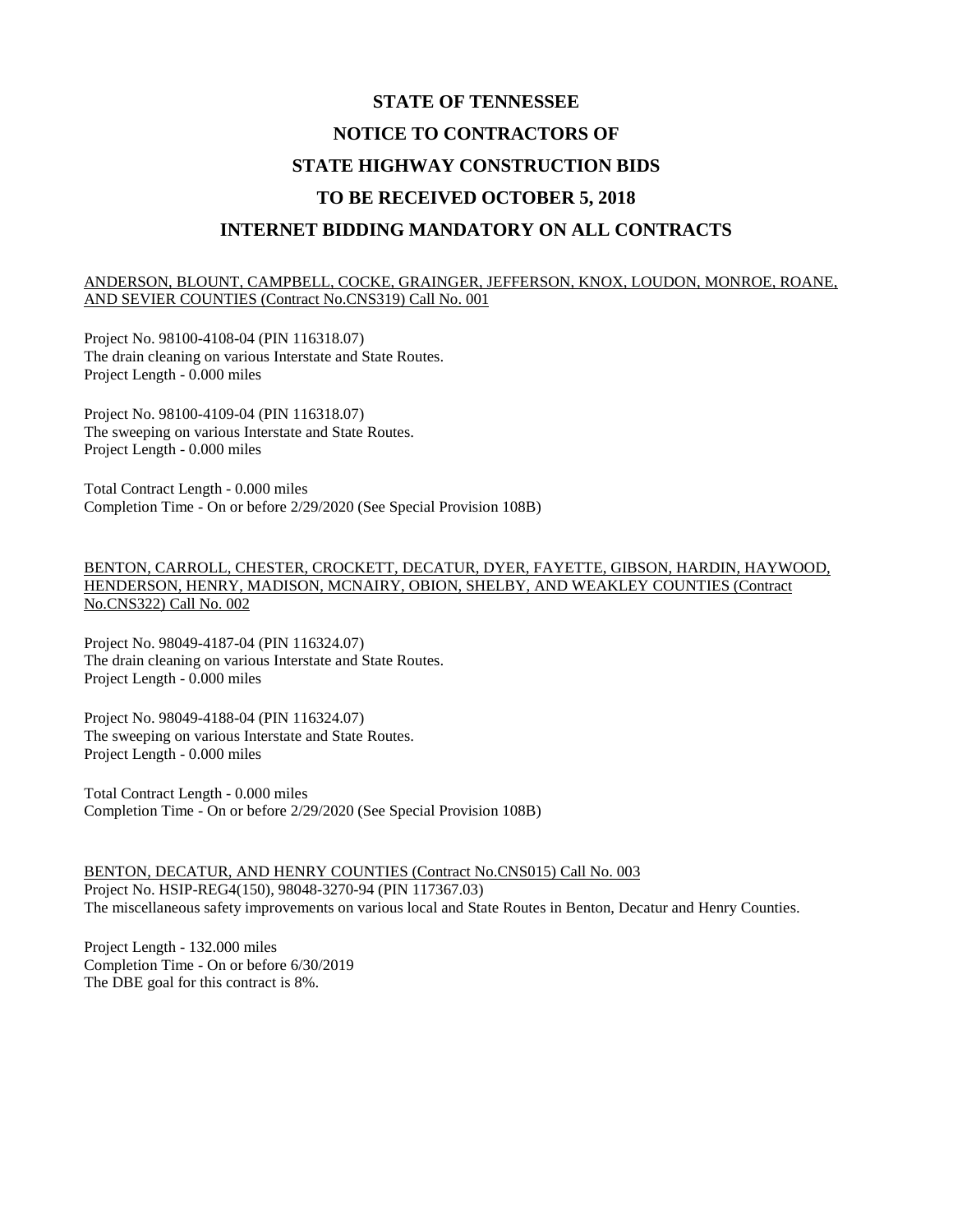# STATE OF TENNESSEE

# NOTICE TO CONTRACTORS OF

# STATE HIGHWAY CONSTRUCTION BIDS

# TO BE RECEIVED OCTOBER 5, 2018

# INTERNET BIDDING MANDATORY ON ALL CONTRACTS

<u>ANDERSON, BLOUNT, CAMPBELL, COCKE, GRAINGER, JEFFERSON, KNOX, LOUDON, MONROE, ROANE, AND SEVIER COUNTIES (Contract No.CNS319) Call No. 001</u>

Project No. 98100-4108-04 (PIN 116318.07)
The drain cleaning on various Interstate and State Routes.
Project Length - 0.000 miles

Project No. 98100-4109-04 (PIN 116318.07)
The sweeping on various Interstate and State Routes.
Project Length - 0.000 miles

Total Contract Length - 0.000 miles
Completion Time - On or before 2/29/2020 (See Special Provision 108B)

<u>BENTON, CARROLL, CHESTER, CROCKETT, DECATUR, DYER, FAYETTE, GIBSON, HARDIN, HAYWOOD, HENDERSON, HENRY, MADISON, MCNAIRY, OBION, SHELBY, AND WEAKLEY COUNTIES (Contract No.CNS322) Call No. 002</u>

Project No. 98049-4187-04 (PIN 116324.07)
The drain cleaning on various Interstate and State Routes.
Project Length - 0.000 miles

Project No. 98049-4188-04 (PIN 116324.07)
The sweeping on various Interstate and State Routes.
Project Length - 0.000 miles

Total Contract Length - 0.000 miles
Completion Time - On or before 2/29/2020 (See Special Provision 108B)

<u>BENTON, DECATUR, AND HENRY COUNTIES (Contract No.CNS015) Call No. 003</u>
Project No. HSIP-REG4(150), 98048-3270-94 (PIN 117367.03)
The miscellaneous safety improvements on various local and State Routes in Benton, Decatur and Henry Counties.

Project Length - 132.000 miles
Completion Time - On or before 6/30/2019
The DBE goal for this contract is 8%.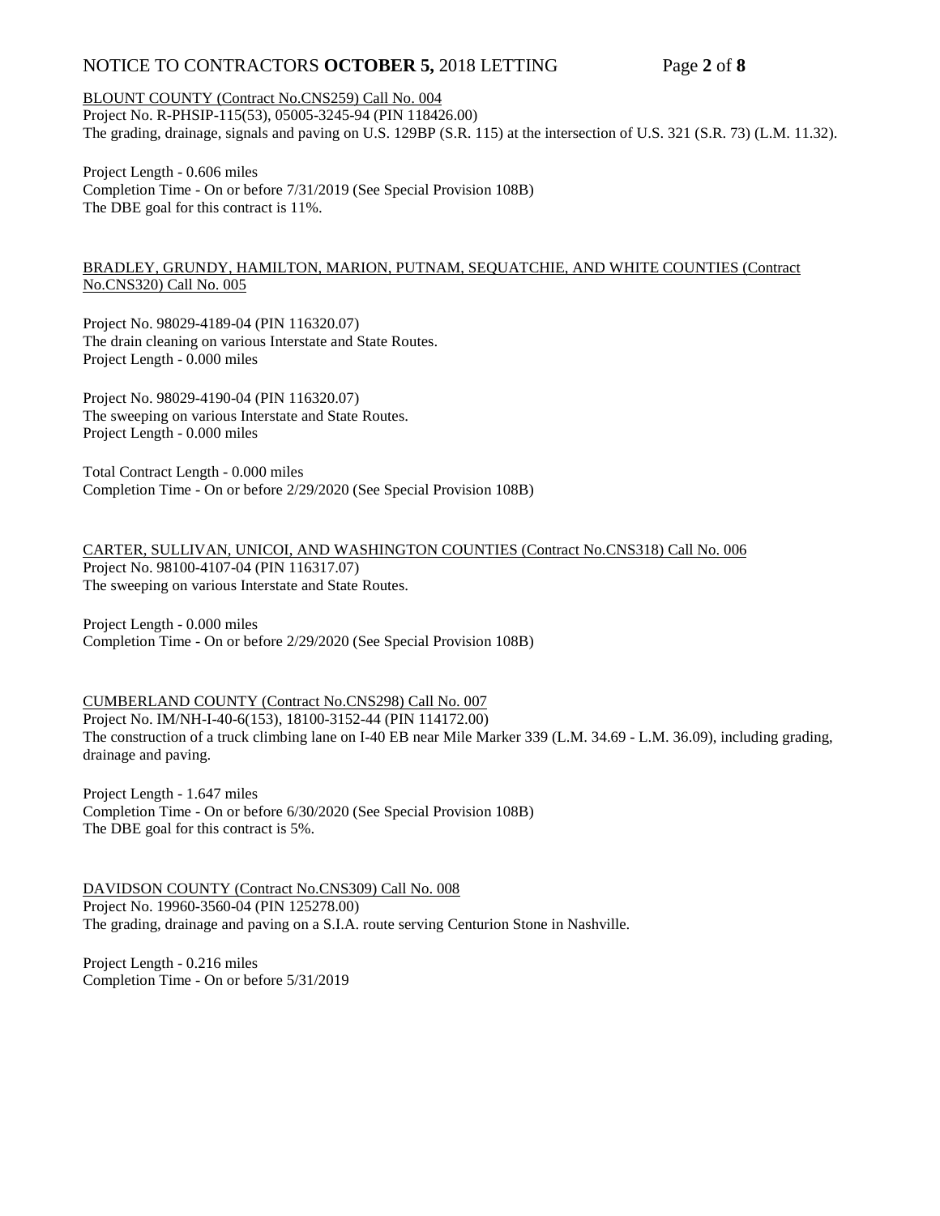BLOUNT COUNTY (Contract No.CNS259) Call No. 004
Project No. R-PHSIP-115(53), 05005-3245-94 (PIN 118426.00)
The grading, drainage, signals and paving on U.S. 129BP (S.R. 115) at the intersection of U.S. 321 (S.R. 73) (L.M. 11.32).

Project Length - 0.606 miles
Completion Time - On or before 7/31/2019 (See Special Provision 108B)
The DBE goal for this contract is 11%.

BRADLEY, GRUNDY, HAMILTON, MARION, PUTNAM, SEQUATCHIE, AND WHITE COUNTIES (Contract No.CNS320) Call No. 005

Project No. 98029-4189-04 (PIN 116320.07)
The drain cleaning on various Interstate and State Routes.
Project Length - 0.000 miles

Project No. 98029-4190-04 (PIN 116320.07)
The sweeping on various Interstate and State Routes.
Project Length - 0.000 miles

Total Contract Length - 0.000 miles
Completion Time - On or before 2/29/2020 (See Special Provision 108B)

CARTER, SULLIVAN, UNICOI, AND WASHINGTON COUNTIES (Contract No.CNS318) Call No. 006
Project No. 98100-4107-04 (PIN 116317.07)
The sweeping on various Interstate and State Routes.

Project Length - 0.000 miles
Completion Time - On or before 2/29/2020 (See Special Provision 108B)

CUMBERLAND COUNTY (Contract No.CNS298) Call No. 007
Project No. IM/NH-I-40-6(153), 18100-3152-44 (PIN 114172.00)
The construction of a truck climbing lane on I-40 EB near Mile Marker 339 (L.M. 34.69 - L.M. 36.09), including grading, drainage and paving.

Project Length - 1.647 miles
Completion Time - On or before 6/30/2020 (See Special Provision 108B)
The DBE goal for this contract is 5%.

DAVIDSON COUNTY (Contract No.CNS309) Call No. 008
Project No. 19960-3560-04 (PIN 125278.00)
The grading, drainage and paving on a S.I.A. route serving Centurion Stone in Nashville.

Project Length - 0.216 miles
Completion Time - On or before 5/31/2019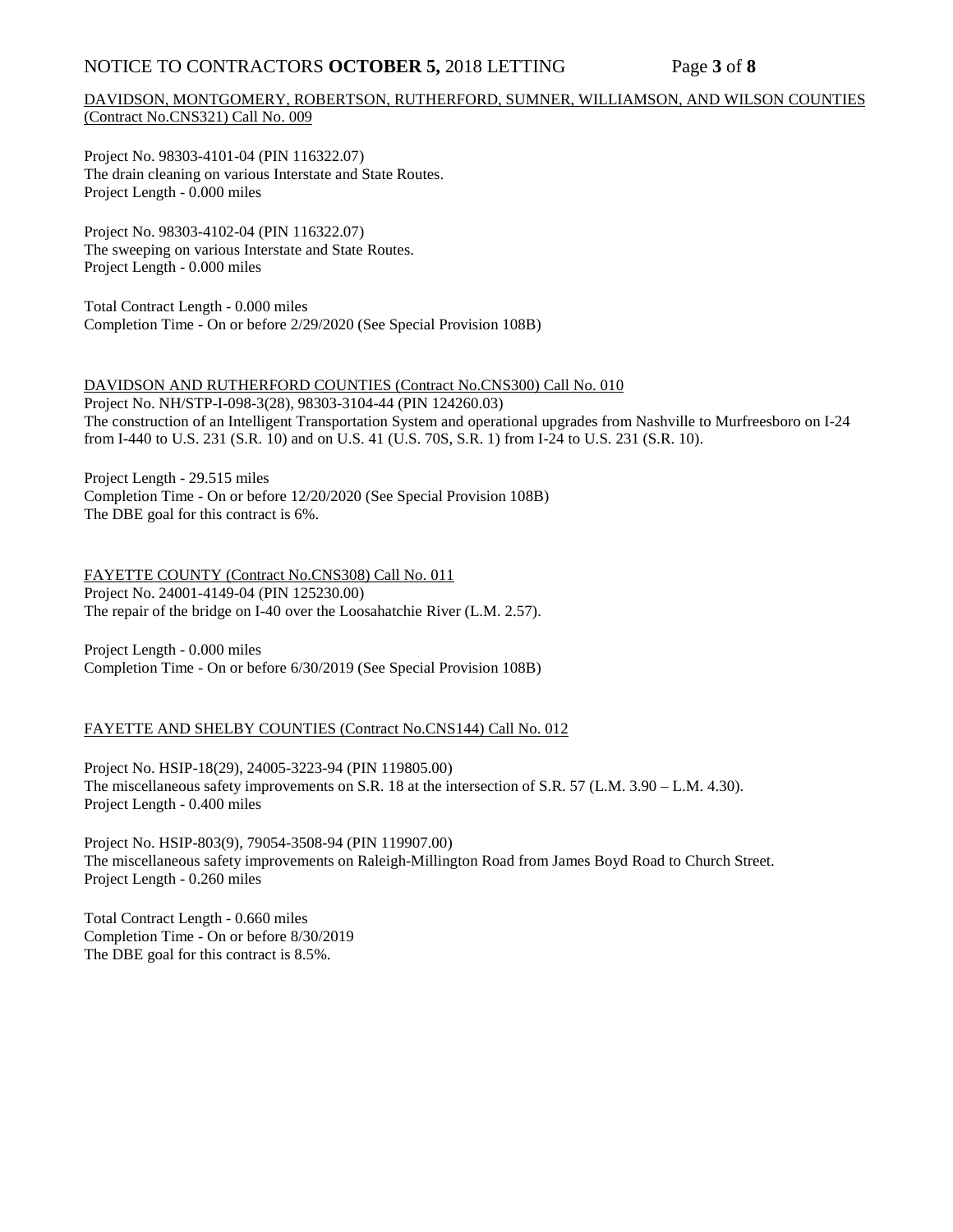DAVIDSON, MONTGOMERY, ROBERTSON, RUTHERFORD, SUMNER, WILLIAMSON, AND WILSON COUNTIES (Contract No.CNS321) Call No. 009

Project No. 98303-4101-04 (PIN 116322.07)
The drain cleaning on various Interstate and State Routes.
Project Length - 0.000 miles

Project No. 98303-4102-04 (PIN 116322.07)
The sweeping on various Interstate and State Routes.
Project Length - 0.000 miles

Total Contract Length - 0.000 miles
Completion Time - On or before 2/29/2020 (See Special Provision 108B)

DAVIDSON AND RUTHERFORD COUNTIES (Contract No.CNS300) Call No. 010
Project No. NH/STP-I-098-3(28), 98303-3104-44 (PIN 124260.03)
The construction of an Intelligent Transportation System and operational upgrades from Nashville to Murfreesboro on I-24 from I-440 to U.S. 231 (S.R. 10) and on U.S. 41 (U.S. 70S, S.R. 1) from I-24 to U.S. 231 (S.R. 10).

Project Length - 29.515 miles
Completion Time - On or before 12/20/2020 (See Special Provision 108B)
The DBE goal for this contract is 6%.

FAYETTE COUNTY (Contract No.CNS308) Call No. 011
Project No. 24001-4149-04 (PIN 125230.00)
The repair of the bridge on I-40 over the Loosahatchie River (L.M. 2.57).

Project Length - 0.000 miles
Completion Time - On or before 6/30/2019 (See Special Provision 108B)

FAYETTE AND SHELBY COUNTIES (Contract No.CNS144) Call No. 012

Project No. HSIP-18(29), 24005-3223-94 (PIN 119805.00)
The miscellaneous safety improvements on S.R. 18 at the intersection of S.R. 57 (L.M. 3.90 – L.M. 4.30).
Project Length - 0.400 miles

Project No. HSIP-803(9), 79054-3508-94 (PIN 119907.00)
The miscellaneous safety improvements on Raleigh-Millington Road from James Boyd Road to Church Street.
Project Length - 0.260 miles

Total Contract Length - 0.660 miles
Completion Time - On or before 8/30/2019
The DBE goal for this contract is 8.5%.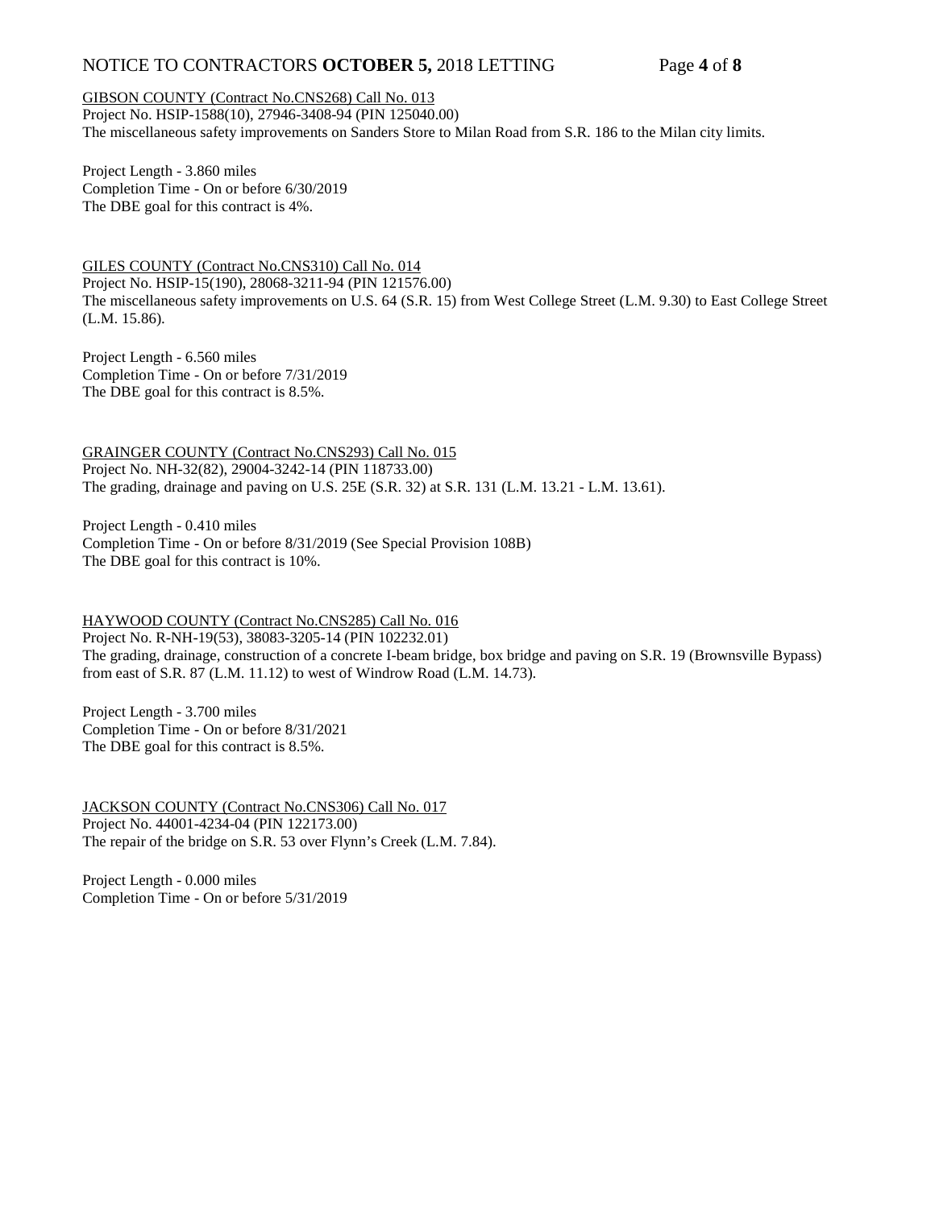GIBSON COUNTY (Contract No.CNS268) Call No. 013
Project No. HSIP-1588(10), 27946-3408-94 (PIN 125040.00)
The miscellaneous safety improvements on Sanders Store to Milan Road from S.R. 186 to the Milan city limits.

Project Length - 3.860 miles
Completion Time - On or before 6/30/2019
The DBE goal for this contract is 4%.

GILES COUNTY (Contract No.CNS310) Call No. 014
Project No. HSIP-15(190), 28068-3211-94 (PIN 121576.00)
The miscellaneous safety improvements on U.S. 64 (S.R. 15) from West College Street (L.M. 9.30) to East College Street (L.M. 15.86).

Project Length - 6.560 miles
Completion Time - On or before 7/31/2019
The DBE goal for this contract is 8.5%.

GRAINGER COUNTY (Contract No.CNS293) Call No. 015
Project No. NH-32(82), 29004-3242-14 (PIN 118733.00)
The grading, drainage and paving on U.S. 25E (S.R. 32) at S.R. 131 (L.M. 13.21 - L.M. 13.61).

Project Length - 0.410 miles
Completion Time - On or before 8/31/2019 (See Special Provision 108B)
The DBE goal for this contract is 10%.

HAYWOOD COUNTY (Contract No.CNS285) Call No. 016
Project No. R-NH-19(53), 38083-3205-14 (PIN 102232.01)
The grading, drainage, construction of a concrete I-beam bridge, box bridge and paving on S.R. 19 (Brownsville Bypass) from east of S.R. 87 (L.M. 11.12) to west of Windrow Road (L.M. 14.73).

Project Length - 3.700 miles
Completion Time - On or before 8/31/2021
The DBE goal for this contract is 8.5%.

JACKSON COUNTY (Contract No.CNS306) Call No. 017
Project No. 44001-4234-04 (PIN 122173.00)
The repair of the bridge on S.R. 53 over Flynn's Creek (L.M. 7.84).

Project Length - 0.000 miles
Completion Time - On or before 5/31/2019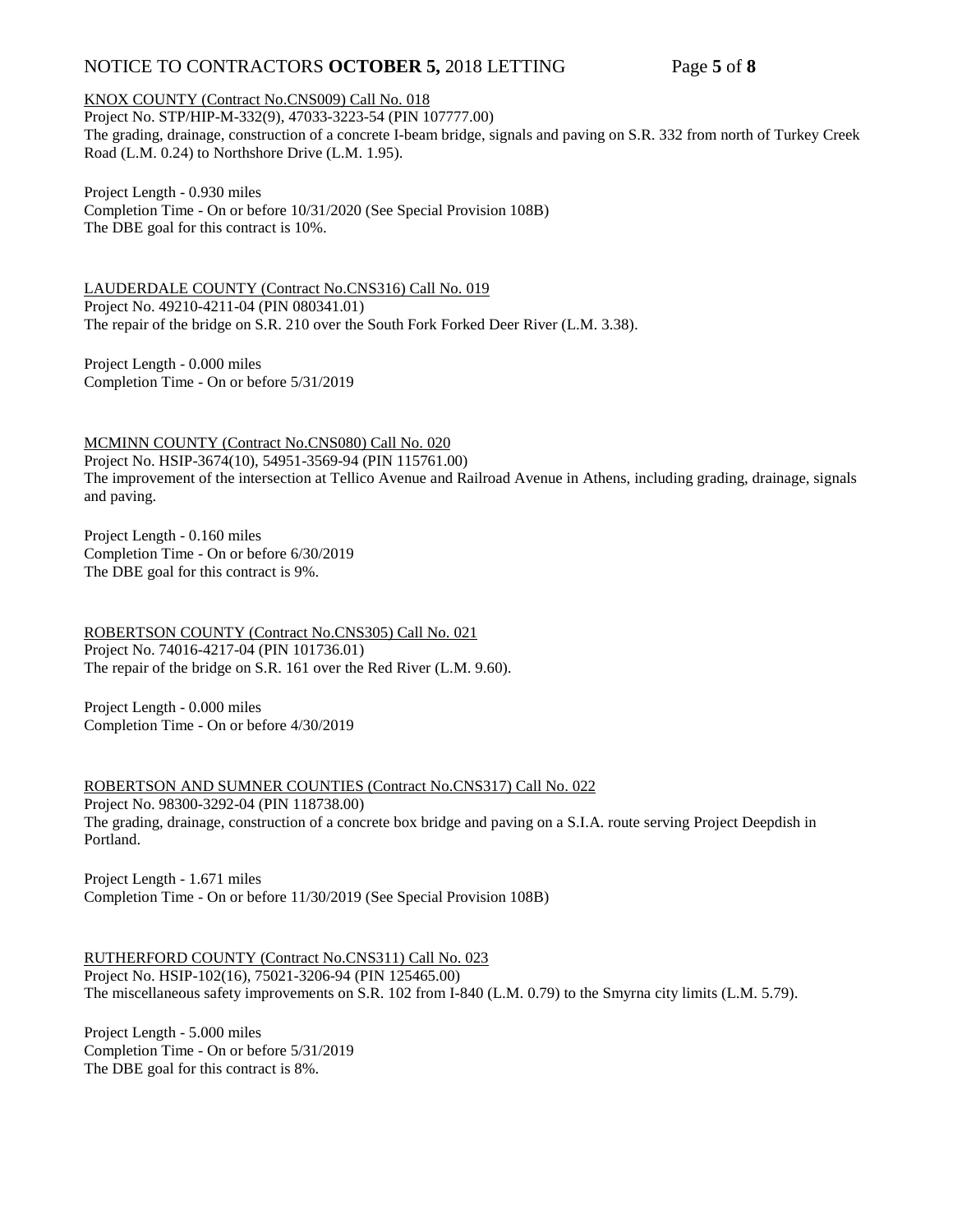KNOX COUNTY (Contract No.CNS009) Call No. 018
Project No. STP/HIP-M-332(9), 47033-3223-54 (PIN 107777.00)
The grading, drainage, construction of a concrete I-beam bridge, signals and paving on S.R. 332 from north of Turkey Creek Road (L.M. 0.24) to Northshore Drive (L.M. 1.95).

Project Length - 0.930 miles
Completion Time - On or before 10/31/2020 (See Special Provision 108B)
The DBE goal for this contract is 10%.

LAUDERDALE COUNTY (Contract No.CNS316) Call No. 019
Project No. 49210-4211-04 (PIN 080341.01)
The repair of the bridge on S.R. 210 over the South Fork Forked Deer River (L.M. 3.38).

Project Length - 0.000 miles
Completion Time - On or before 5/31/2019

MCMINN COUNTY (Contract No.CNS080) Call No. 020
Project No. HSIP-3674(10), 54951-3569-94 (PIN 115761.00)
The improvement of the intersection at Tellico Avenue and Railroad Avenue in Athens, including grading, drainage, signals and paving.

Project Length - 0.160 miles
Completion Time - On or before 6/30/2019
The DBE goal for this contract is 9%.

ROBERTSON COUNTY (Contract No.CNS305) Call No. 021
Project No. 74016-4217-04 (PIN 101736.01)
The repair of the bridge on S.R. 161 over the Red River (L.M. 9.60).

Project Length - 0.000 miles
Completion Time - On or before 4/30/2019

ROBERTSON AND SUMNER COUNTIES (Contract No.CNS317) Call No. 022
Project No. 98300-3292-04 (PIN 118738.00)
The grading, drainage, construction of a concrete box bridge and paving on a S.I.A. route serving Project Deepdish in Portland.

Project Length - 1.671 miles
Completion Time - On or before 11/30/2019 (See Special Provision 108B)

RUTHERFORD COUNTY (Contract No.CNS311) Call No. 023
Project No. HSIP-102(16), 75021-3206-94 (PIN 125465.00)
The miscellaneous safety improvements on S.R. 102 from I-840 (L.M. 0.79) to the Smyrna city limits (L.M. 5.79).

Project Length - 5.000 miles
Completion Time - On or before 5/31/2019
The DBE goal for this contract is 8%.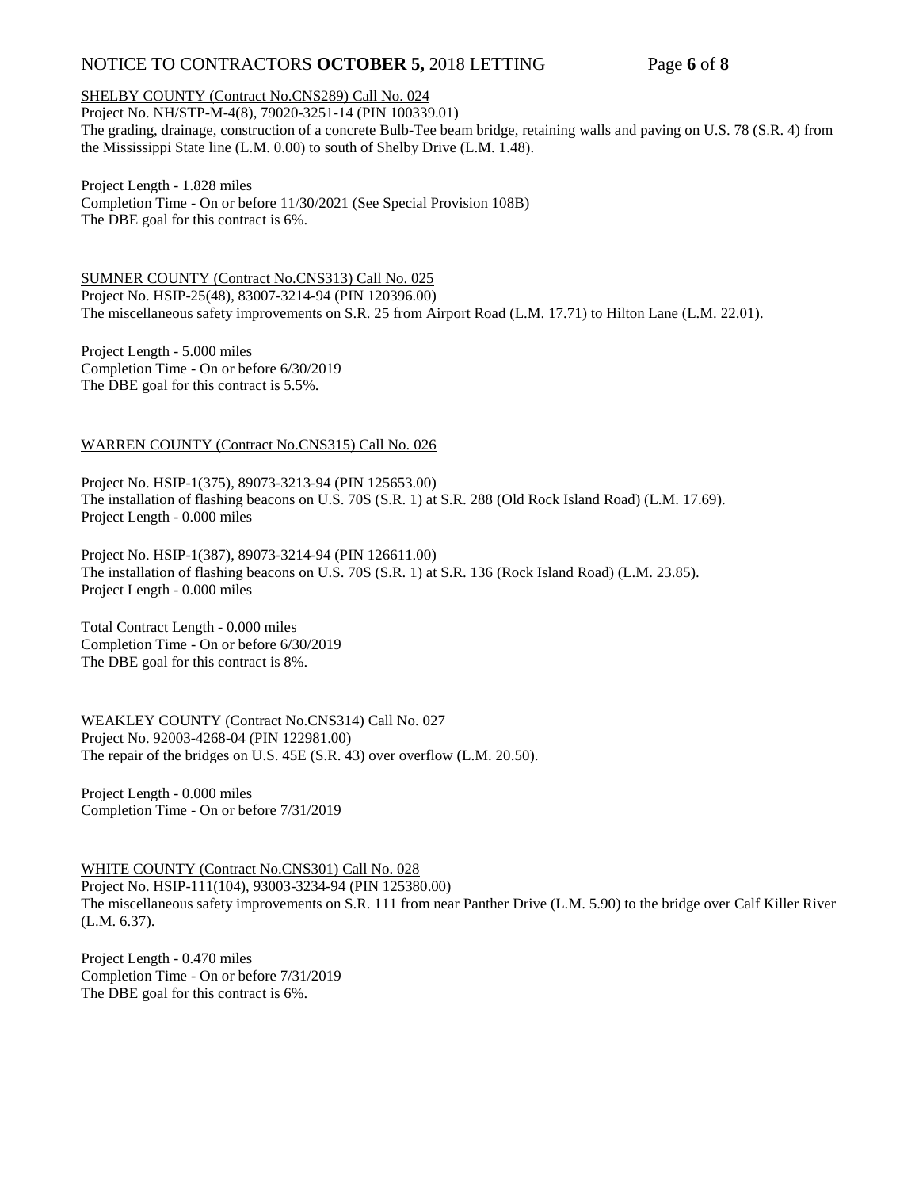SHELBY COUNTY (Contract No.CNS289) Call No. 024

Project No. NH/STP-M-4(8), 79020-3251-14 (PIN 100339.01)
The grading, drainage, construction of a concrete Bulb-Tee beam bridge, retaining walls and paving on U.S. 78 (S.R. 4) from the Mississippi State line (L.M. 0.00) to south of Shelby Drive (L.M. 1.48).

Project Length - 1.828 miles
Completion Time - On or before 11/30/2021 (See Special Provision 108B)
The DBE goal for this contract is 6%.

SUMNER COUNTY (Contract No.CNS313) Call No. 025

Project No. HSIP-25(48), 83007-3214-94 (PIN 120396.00)
The miscellaneous safety improvements on S.R. 25 from Airport Road (L.M. 17.71) to Hilton Lane (L.M. 22.01).

Project Length - 5.000 miles
Completion Time - On or before 6/30/2019
The DBE goal for this contract is 5.5%.

WARREN COUNTY (Contract No.CNS315) Call No. 026

Project No. HSIP-1(375), 89073-3213-94 (PIN 125653.00)
The installation of flashing beacons on U.S. 70S (S.R. 1) at S.R. 288 (Old Rock Island Road) (L.M. 17.69).
Project Length - 0.000 miles

Project No. HSIP-1(387), 89073-3214-94 (PIN 126611.00)
The installation of flashing beacons on U.S. 70S (S.R. 1) at S.R. 136 (Rock Island Road) (L.M. 23.85).
Project Length - 0.000 miles

Total Contract Length - 0.000 miles
Completion Time - On or before 6/30/2019
The DBE goal for this contract is 8%.

WEAKLEY COUNTY (Contract No.CNS314) Call No. 027

Project No. 92003-4268-04 (PIN 122981.00)
The repair of the bridges on U.S. 45E (S.R. 43) over overflow (L.M. 20.50).

Project Length - 0.000 miles
Completion Time - On or before 7/31/2019

WHITE COUNTY (Contract No.CNS301) Call No. 028

Project No. HSIP-111(104), 93003-3234-94 (PIN 125380.00)
The miscellaneous safety improvements on S.R. 111 from near Panther Drive (L.M. 5.90) to the bridge over Calf Killer River (L.M. 6.37).

Project Length - 0.470 miles
Completion Time - On or before 7/31/2019
The DBE goal for this contract is 6%.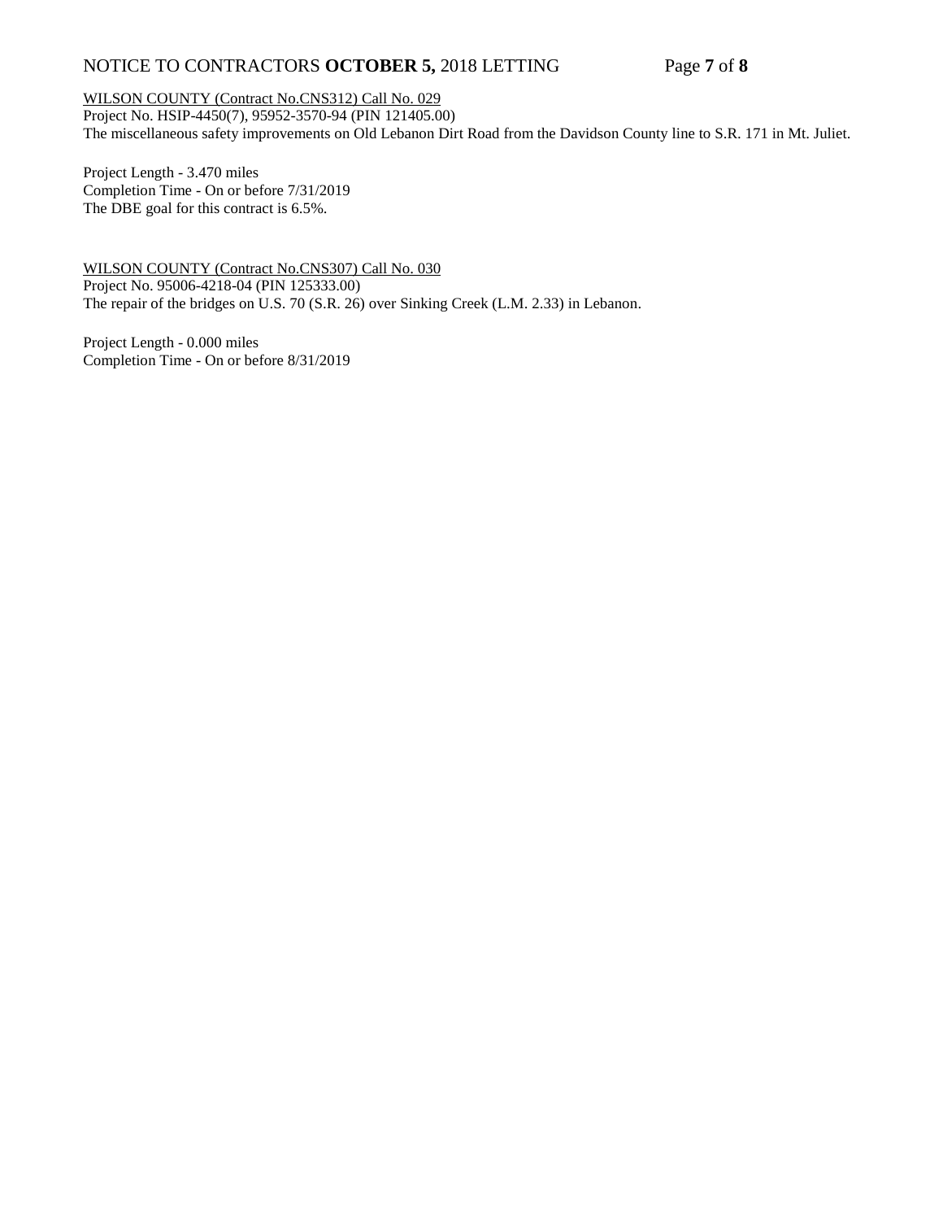WILSON COUNTY (Contract No.CNS312) Call No. 029
Project No. HSIP-4450(7), 95952-3570-94 (PIN 121405.00)
The miscellaneous safety improvements on Old Lebanon Dirt Road from the Davidson County line to S.R. 171 in Mt. Juliet.

Project Length - 3.470 miles
Completion Time - On or before 7/31/2019
The DBE goal for this contract is 6.5%.

WILSON COUNTY (Contract No.CNS307) Call No. 030
Project No. 95006-4218-04 (PIN 125333.00)
The repair of the bridges on U.S. 70 (S.R. 26) over Sinking Creek (L.M. 2.33) in Lebanon.

Project Length - 0.000 miles
Completion Time - On or before 8/31/2019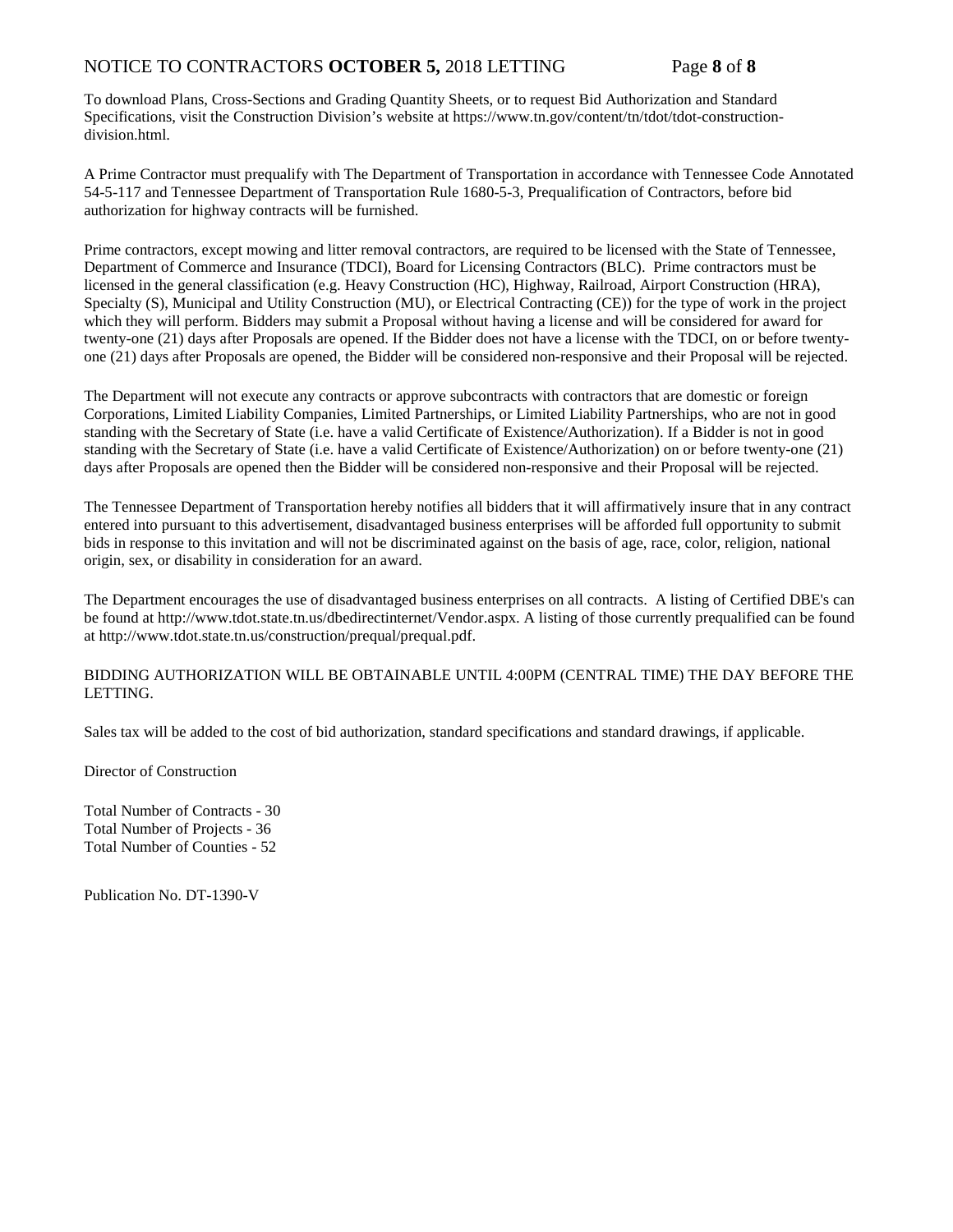To download Plans, Cross-Sections and Grading Quantity Sheets, or to request Bid Authorization and Standard Specifications, visit the Construction Division's website at https://www.tn.gov/content/tn/tdot/tdot-construction-division.html.

A Prime Contractor must prequalify with The Department of Transportation in accordance with Tennessee Code Annotated 54-5-117 and Tennessee Department of Transportation Rule 1680-5-3, Prequalification of Contractors, before bid authorization for highway contracts will be furnished.

Prime contractors, except mowing and litter removal contractors, are required to be licensed with the State of Tennessee, Department of Commerce and Insurance (TDCI), Board for Licensing Contractors (BLC). Prime contractors must be licensed in the general classification (e.g. Heavy Construction (HC), Highway, Railroad, Airport Construction (HRA), Specialty (S), Municipal and Utility Construction (MU), or Electrical Contracting (CE)) for the type of work in the project which they will perform. Bidders may submit a Proposal without having a license and will be considered for award for twenty-one (21) days after Proposals are opened. If the Bidder does not have a license with the TDCI, on or before twenty-one (21) days after Proposals are opened, the Bidder will be considered non-responsive and their Proposal will be rejected.

The Department will not execute any contracts or approve subcontracts with contractors that are domestic or foreign Corporations, Limited Liability Companies, Limited Partnerships, or Limited Liability Partnerships, who are not in good standing with the Secretary of State (i.e. have a valid Certificate of Existence/Authorization). If a Bidder is not in good standing with the Secretary of State (i.e. have a valid Certificate of Existence/Authorization) on or before twenty-one (21) days after Proposals are opened then the Bidder will be considered non-responsive and their Proposal will be rejected.

The Tennessee Department of Transportation hereby notifies all bidders that it will affirmatively insure that in any contract entered into pursuant to this advertisement, disadvantaged business enterprises will be afforded full opportunity to submit bids in response to this invitation and will not be discriminated against on the basis of age, race, color, religion, national origin, sex, or disability in consideration for an award.

The Department encourages the use of disadvantaged business enterprises on all contracts. A listing of Certified DBE's can be found at http://www.tdot.state.tn.us/dbedirectinternet/Vendor.aspx. A listing of those currently prequalified can be found at http://www.tdot.state.tn.us/construction/prequal/prequal.pdf.

BIDDING AUTHORIZATION WILL BE OBTAINABLE UNTIL 4:00PM (CENTRAL TIME) THE DAY BEFORE THE LETTING.

Sales tax will be added to the cost of bid authorization, standard specifications and standard drawings, if applicable.

Director of Construction

Total Number of Contracts - 30
Total Number of Projects - 36
Total Number of Counties - 52

Publication No. DT-1390-V